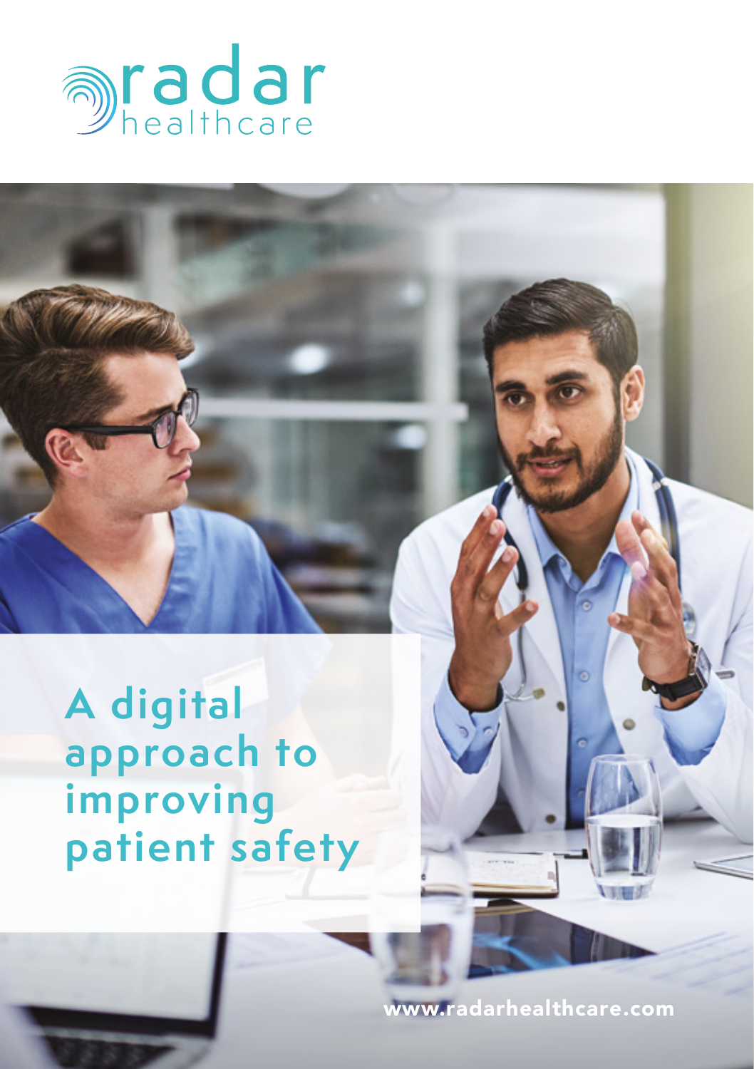radar healthcare

# A digital approach to improving patient safety

www.radarhealthcare.com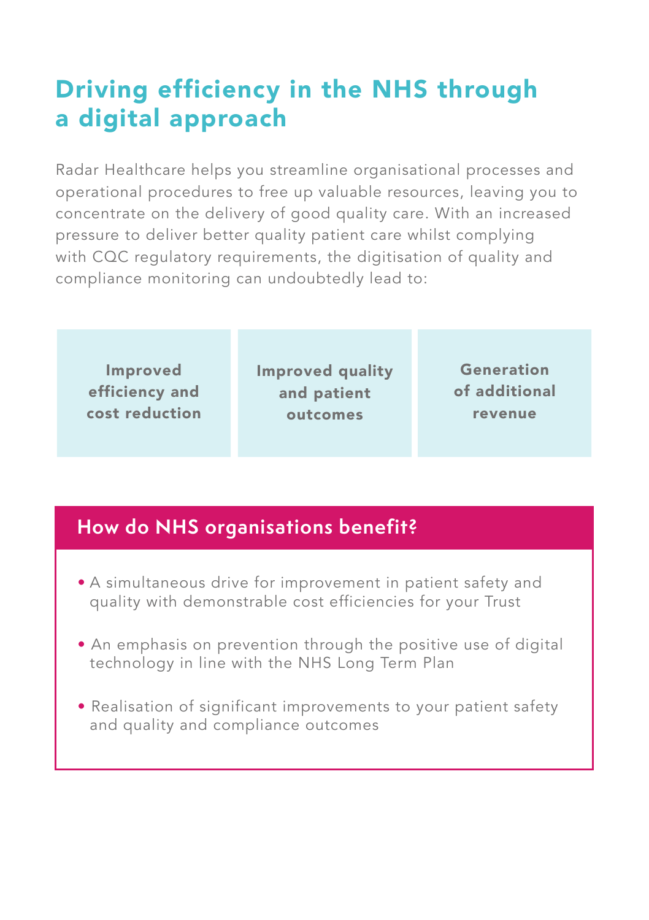# Driving efficiency in the NHS through a digital approach

Radar Healthcare helps you streamline organisational processes and operational procedures to free up valuable resources, leaving you to concentrate on the delivery of good quality care. With an increased pressure to deliver better quality patient care whilst complying with CQC regulatory requirements, the digitisation of quality and compliance monitoring can undoubtedly lead to:

**Improved efficiency and cost reduction**

**Improved quality and patient outcomes**

**Generation of additional revenue**

## How do NHS organisations benefit?

- A simultaneous drive for improvement in patient safety and quality with demonstrable cost efficiencies for your Trust
- An emphasis on prevention through the positive use of digital technology in line with the NHS Long Term Plan
- Realisation of significant improvements to your patient safety and quality and compliance outcomes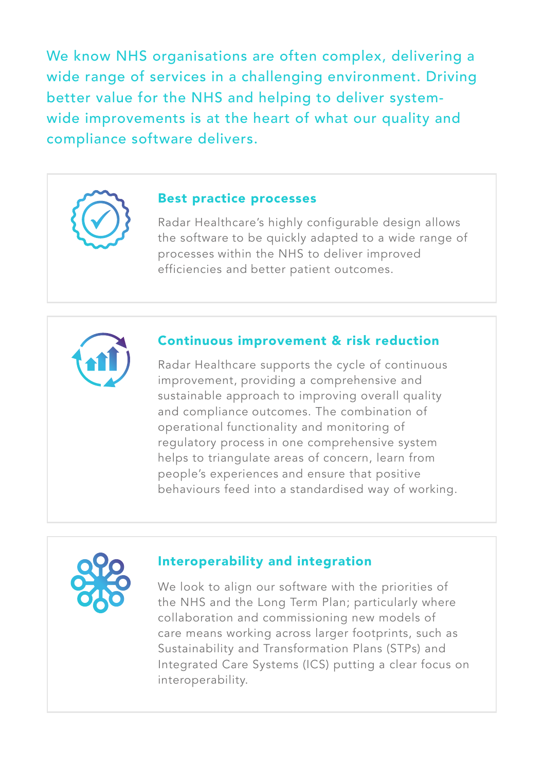We know NHS organisations are often complex, delivering a wide range of services in a challenging environment. Driving better value for the NHS and helping to deliver system-wide improvements is at the heart of what our quality and compliance software delivers.

### Best practice processes

Radar Healthcare's highly configurable design allows the software to be quickly adapted to a wide range of processes within the NHS to deliver improved efficiencies and better patient outcomes.

### Continuous improvement & risk reduction

Radar Healthcare supports the cycle of continuous improvement, providing a comprehensive and sustainable approach to improving overall quality and compliance outcomes. The combination of operational functionality and monitoring of regulatory process in one comprehensive system helps to triangulate areas of concern, learn from people's experiences and ensure that positive behaviours feed into a standardised way of working.

### Interoperability and integration

We look to align our software with the priorities of the NHS and the Long Term Plan; particularly where collaboration and commissioning new models of care means working across larger footprints, such as Sustainability and Transformation Plans (STPs) and Integrated Care Systems (ICS) putting a clear focus on interoperability.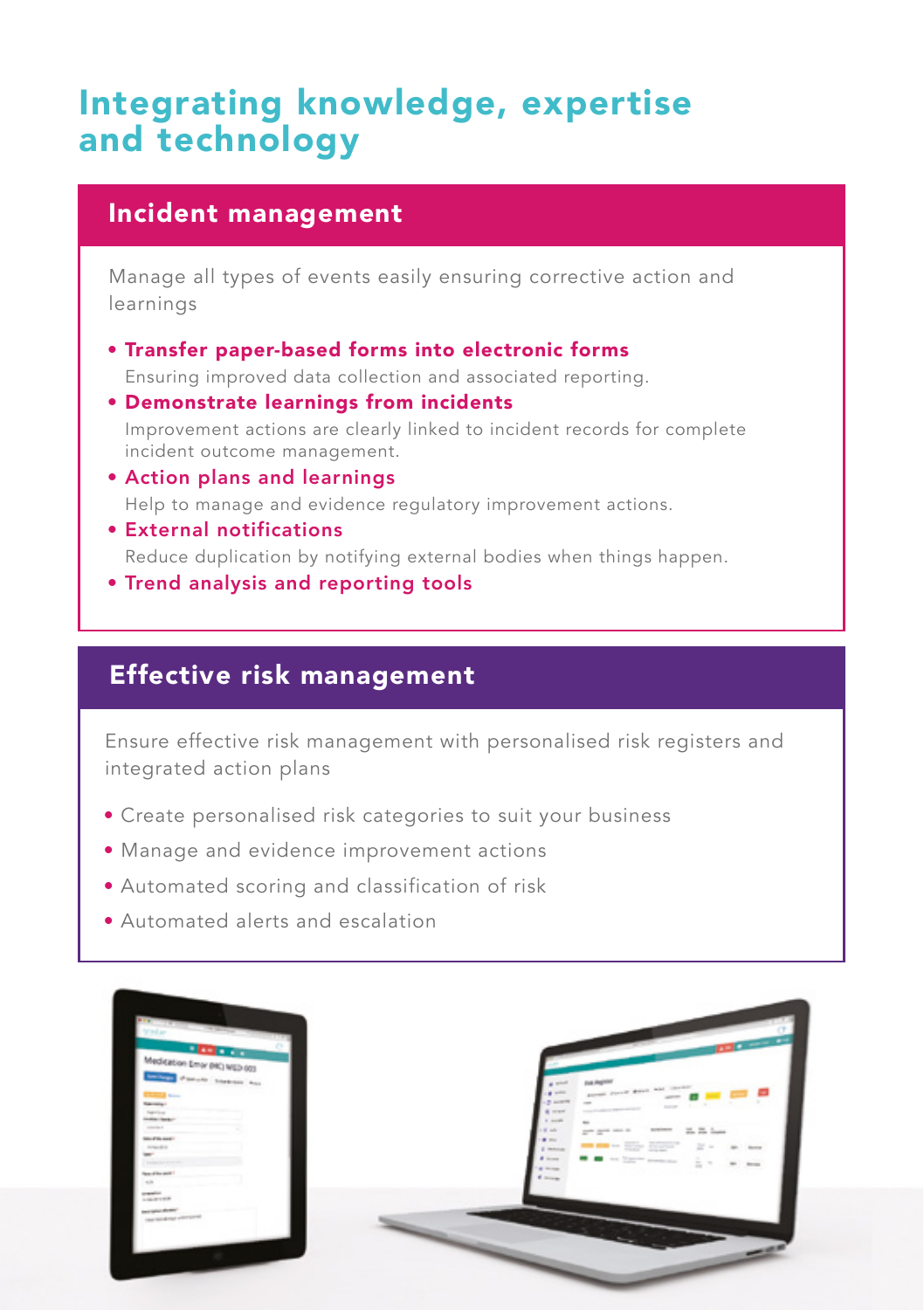# Integrating knowledge, expertise and technology

## Incident management

Manage all types of events easily ensuring corrective action and learnings

- **Transfer paper-based forms into electronic forms**
  Ensuring improved data collection and associated reporting.
- **Demonstrate learnings from incidents**
  Improvement actions are clearly linked to incident records for complete incident outcome management.
- **Action plans and learnings**
  Help to manage and evidence regulatory improvement actions.
- **External notifications**
  Reduce duplication by notifying external bodies when things happen.
- **Trend analysis and reporting tools**

## Effective risk management

Ensure effective risk management with personalised risk registers and integrated action plans

- Create personalised risk categories to suit your business
- Manage and evidence improvement actions
- Automated scoring and classification of risk
- Automated alerts and escalation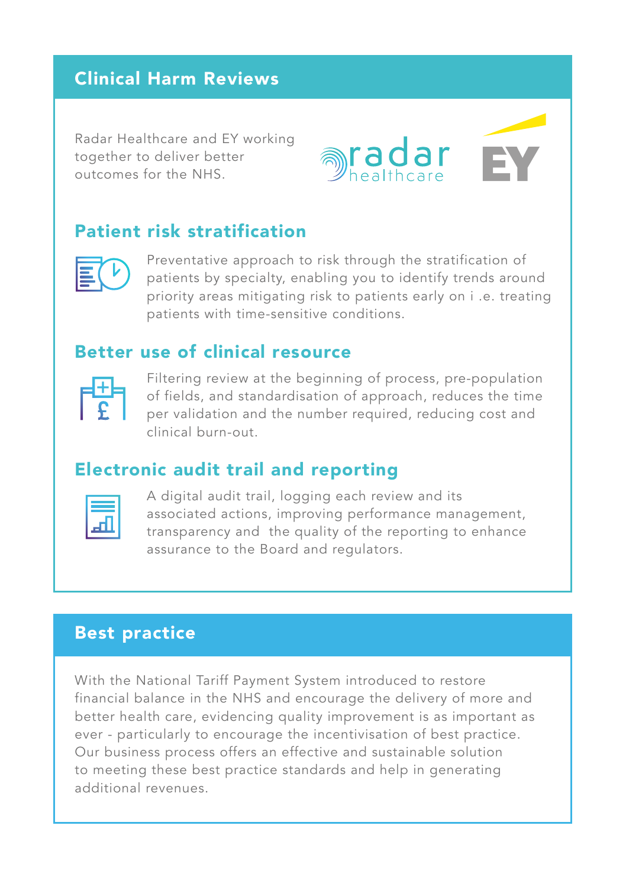## Clinical Harm Reviews

Radar Healthcare and EY working together to deliver better outcomes for the NHS.

### Patient risk stratification

Preventative approach to risk through the stratification of patients by specialty, enabling you to identify trends around priority areas mitigating risk to patients early on i .e. treating patients with time-sensitive conditions.

### Better use of clinical resource

Filtering review at the beginning of process, pre-population of fields, and standardisation of approach, reduces the time per validation and the number required, reducing cost and clinical burn-out.

### Electronic audit trail and reporting

A digital audit trail, logging each review and its associated actions, improving performance management, transparency and the quality of the reporting to enhance assurance to the Board and regulators.

## Best practice

With the National Tariff Payment System introduced to restore financial balance in the NHS and encourage the delivery of more and better health care, evidencing quality improvement is as important as ever - particularly to encourage the incentivisation of best practice. Our business process offers an effective and sustainable solution to meeting these best practice standards and help in generating additional revenues.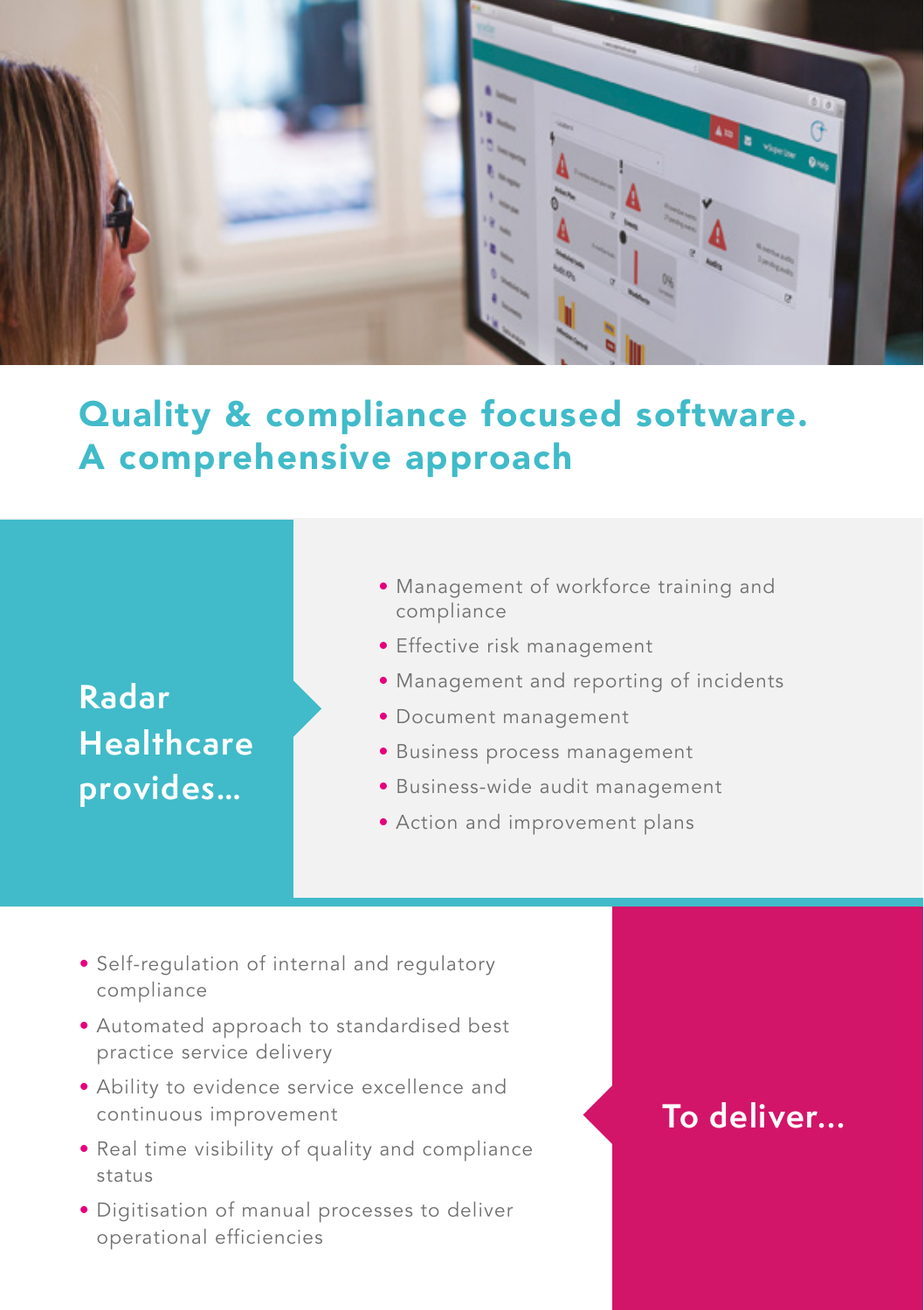# Quality & compliance focused software. A comprehensive approach

## Radar Healthcare provides...

- Management of workforce training and compliance
- Effective risk management
- Management and reporting of incidents
- Document management
- Business process management
- Business-wide audit management
- Action and improvement plans

## To deliver...

- Self-regulation of internal and regulatory compliance
- Automated approach to standardised best practice service delivery
- Ability to evidence service excellence and continuous improvement
- Real time visibility of quality and compliance status
- Digitisation of manual processes to deliver operational efficiencies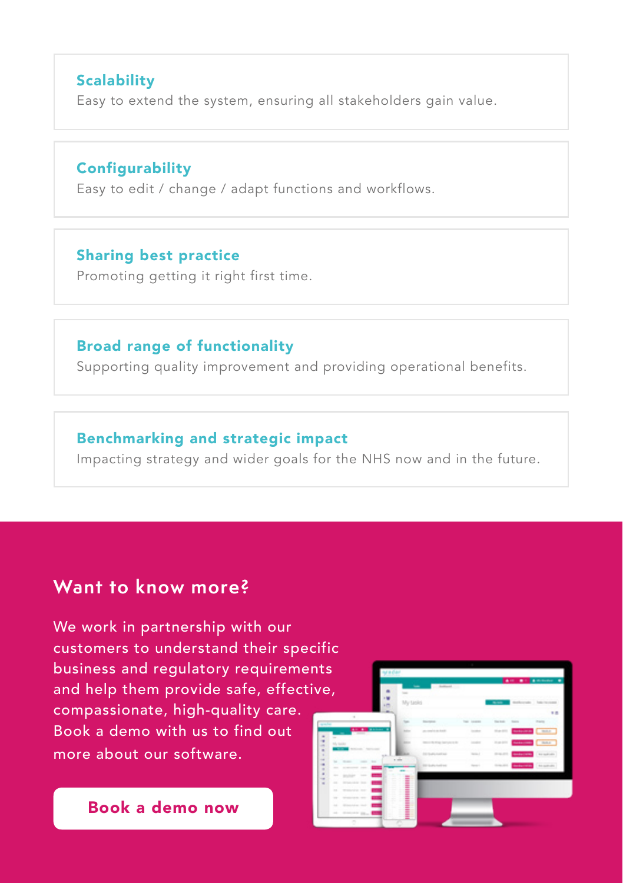### Scalability
Easy to extend the system, ensuring all stakeholders gain value.

### Configurability
Easy to edit / change / adapt functions and workflows.

### Sharing best practice
Promoting getting it right first time.

### Broad range of functionality
Supporting quality improvement and providing operational benefits.

### Benchmarking and strategic impact
Impacting strategy and wider goals for the NHS now and in the future.

## Want to know more?

We work in partnership with our customers to understand their specific business and regulatory requirements and help them provide safe, effective, compassionate, high-quality care. Book a demo with us to find out more about our software.

**Book a demo now**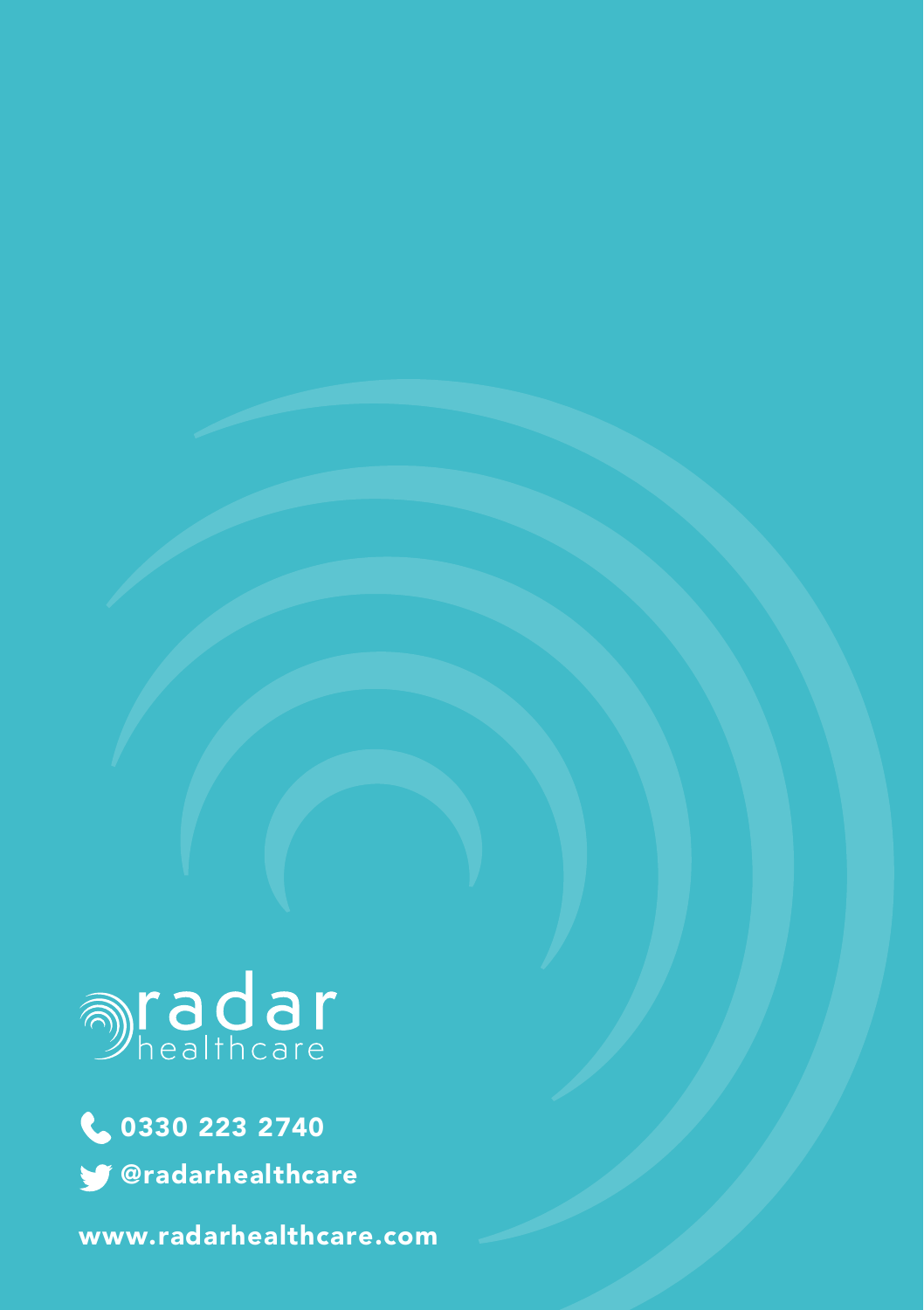radar healthcare

0330 223 2740

@radarhealthcare

www.radarhealthcare.com